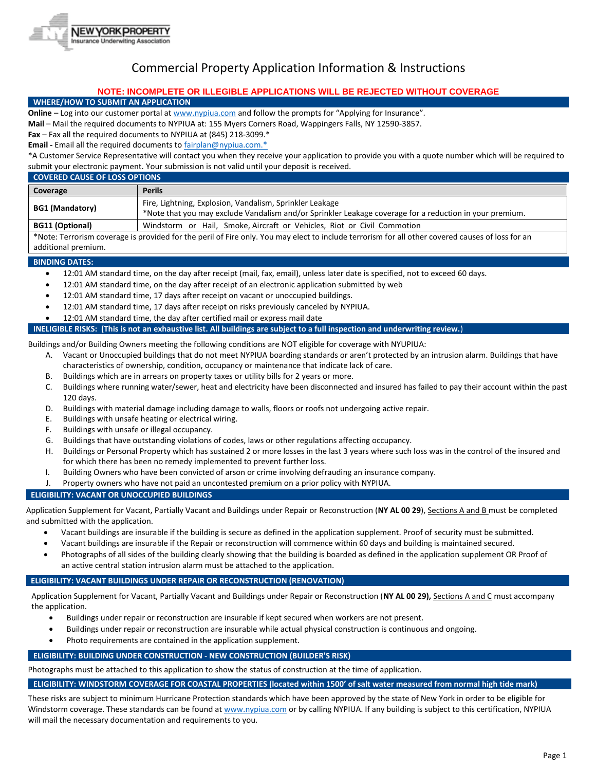NEW YORK PROPERTY Insurance Underwriting Association

# Commercial Property Application Information & Instructions

**NOTE: INCOMPLETE OR ILLEGIBLE APPLICATIONS WILL BE REJECTED WITHOUT COVERAGE**

## WHERE/HOW TO SUBMIT AN APPLICATION

**Online** – Log into our customer portal at www.nypiua.com and follow the prompts for "Applying for Insurance".

**Mail** – Mail the required documents to NYPIUA at: 155 Myers Corners Road, Wappingers Falls, NY 12590-3857.

**Fax** – Fax all the required documents to NYPIUA at (845) 218-3099.*

**Email -** Email all the required documents to fairplan@nypiua.com.*

*A Customer Service Representative will contact you when they receive your application to provide you with a quote number which will be required to submit your electronic payment. Your submission is not valid until your deposit is received.

## COVERED CAUSE OF LOSS OPTIONS

| Coverage | Perils |
|---|---|
| **BG1 (Mandatory)** | Fire, Lightning, Explosion, Vandalism, Sprinkler Leakage<br>*Note that you may exclude Vandalism and/or Sprinkler Leakage coverage for a reduction in your premium. |
| **BG11 (Optional)** | Windstorm or Hail, Smoke, Aircraft or Vehicles, Riot or Civil Commotion |

*Note: Terrorism coverage is provided for the peril of Fire only. You may elect to include terrorism for all other covered causes of loss for an additional premium.

## BINDING DATES:

- 12:01 AM standard time, on the day after receipt (mail, fax, email), unless later date is specified, not to exceed 60 days.
- 12:01 AM standard time, on the day after receipt of an electronic application submitted by web
- 12:01 AM standard time, 17 days after receipt on vacant or unoccupied buildings.
- 12:01 AM standard time, 17 days after receipt on risks previously canceled by NYPIUA.
- 12:01 AM standard time, the day after certified mail or express mail date

## INELIGIBLE RISKS: (This is not an exhaustive list. All buildings are subject to a full inspection and underwriting review.)

Buildings and/or Building Owners meeting the following conditions are NOT eligible for coverage with NYUPIUA:

A. Vacant or Unoccupied buildings that do not meet NYPIUA boarding standards or aren't protected by an intrusion alarm. Buildings that have characteristics of ownership, condition, occupancy or maintenance that indicate lack of care.
B. Buildings which are in arrears on property taxes or utility bills for 2 years or more.
C. Buildings where running water/sewer, heat and electricity have been disconnected and insured has failed to pay their account within the past 120 days.
D. Buildings with material damage including damage to walls, floors or roofs not undergoing active repair.
E. Buildings with unsafe heating or electrical wiring.
F. Buildings with unsafe or illegal occupancy.
G. Buildings that have outstanding violations of codes, laws or other regulations affecting occupancy.
H. Buildings or Personal Property which has sustained 2 or more losses in the last 3 years where such loss was in the control of the insured and for which there has been no remedy implemented to prevent further loss.
I. Building Owners who have been convicted of arson or crime involving defrauding an insurance company.
J. Property owners who have not paid an uncontested premium on a prior policy with NYPIUA.

## ELIGIBILITY: VACANT OR UNOCCUPIED BUILDINGS

Application Supplement for Vacant, Partially Vacant and Buildings under Repair or Reconstruction (**NY AL 00 29**), Sections A and B must be completed and submitted with the application.

- Vacant buildings are insurable if the building is secure as defined in the application supplement. Proof of security must be submitted.
- Vacant buildings are insurable if the Repair or reconstruction will commence within 60 days and building is maintained secured.
- Photographs of all sides of the building clearly showing that the building is boarded as defined in the application supplement OR Proof of an active central station intrusion alarm must be attached to the application.

## ELIGIBILITY: VACANT BUILDINGS UNDER REPAIR OR RECONSTRUCTION (RENOVATION)

Application Supplement for Vacant, Partially Vacant and Buildings under Repair or Reconstruction (**NY AL 00 29),** Sections A and C must accompany the application.

- Buildings under repair or reconstruction are insurable if kept secured when workers are not present.
- Buildings under repair or reconstruction are insurable while actual physical construction is continuous and ongoing.
- Photo requirements are contained in the application supplement.

## ELIGIBILITY: BUILDING UNDER CONSTRUCTION - NEW CONSTRUCTION (BUILDER'S RISK)

Photographs must be attached to this application to show the status of construction at the time of application.

## ELIGIBILITY: WINDSTORM COVERAGE FOR COASTAL PROPERTIES (located within 1500' of salt water measured from normal high tide mark)

These risks are subject to minimum Hurricane Protection standards which have been approved by the state of New York in order to be eligible for Windstorm coverage. These standards can be found at www.nypiua.com or by calling NYPIUA. If any building is subject to this certification, NYPIUA will mail the necessary documentation and requirements to you.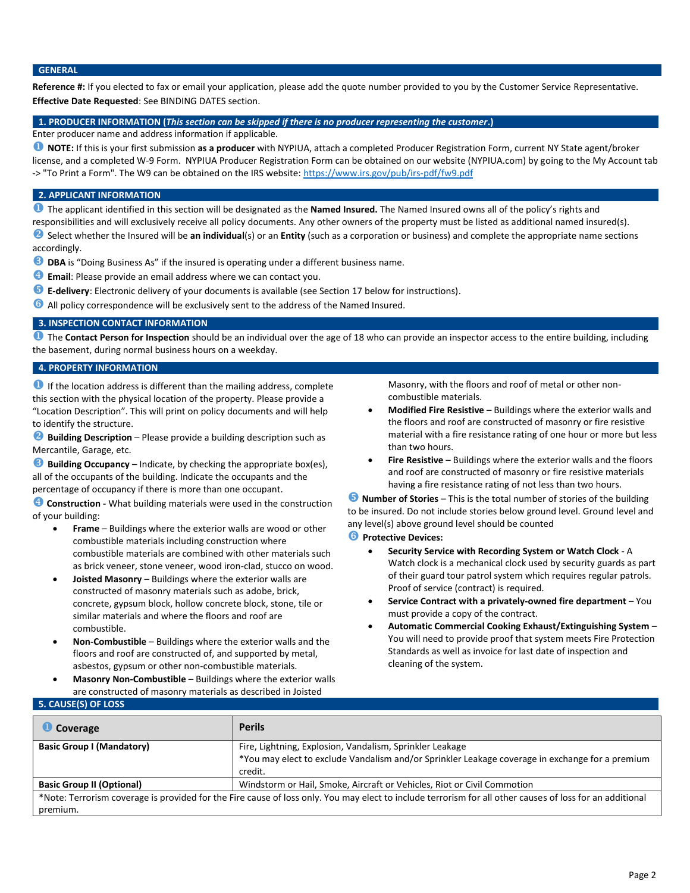## GENERAL

**Reference #:** If you elected to fax or email your application, please add the quote number provided to you by the Customer Service Representative.

**Effective Date Requested**: See BINDING DATES section.

## 1. PRODUCER INFORMATION (*This section can be skipped if there is no producer representing the customer*.)

Enter producer name and address information if applicable.

❶ **NOTE:** If this is your first submission **as a producer** with NYPIUA, attach a completed Producer Registration Form, current NY State agent/broker license, and a completed W-9 Form. NYPIUA Producer Registration Form can be obtained on our website (NYPIUA.com) by going to the My Account tab -> "To Print a Form". The W9 can be obtained on the IRS website: https://www.irs.gov/pub/irs-pdf/fw9.pdf

## 2. APPLICANT INFORMATION

❶ The applicant identified in this section will be designated as the **Named Insured.** The Named Insured owns all of the policy's rights and responsibilities and will exclusively receive all policy documents. Any other owners of the property must be listed as additional named insured(s).

❷ Select whether the Insured will be **an individual**(s) or an **Entity** (such as a corporation or business) and complete the appropriate name sections accordingly.

❸ **DBA** is "Doing Business As" if the insured is operating under a different business name.

❹ **Email**: Please provide an email address where we can contact you.

❺ **E-delivery**: Electronic delivery of your documents is available (see Section 17 below for instructions).

❻ All policy correspondence will be exclusively sent to the address of the Named Insured.

## 3. INSPECTION CONTACT INFORMATION

❶ The **Contact Person for Inspection** should be an individual over the age of 18 who can provide an inspector access to the entire building, including the basement, during normal business hours on a weekday.

## 4. PROPERTY INFORMATION

❶ If the location address is different than the mailing address, complete this section with the physical location of the property. Please provide a "Location Description". This will print on policy documents and will help to identify the structure.

❷ **Building Description** – Please provide a building description such as Mercantile, Garage, etc.

❸ **Building Occupancy –** Indicate, by checking the appropriate box(es), all of the occupants of the building. Indicate the occupants and the percentage of occupancy if there is more than one occupant.

❹ **Construction -** What building materials were used in the construction of your building:

- **Frame** – Buildings where the exterior walls are wood or other combustible materials including construction where combustible materials are combined with other materials such as brick veneer, stone veneer, wood iron-clad, stucco on wood.
- **Joisted Masonry** – Buildings where the exterior walls are constructed of masonry materials such as adobe, brick, concrete, gypsum block, hollow concrete block, stone, tile or similar materials and where the floors and roof are combustible.
- **Non-Combustible** – Buildings where the exterior walls and the floors and roof are constructed of, and supported by metal, asbestos, gypsum or other non-combustible materials.
- **Masonry Non-Combustible** – Buildings where the exterior walls are constructed of masonry materials as described in Joisted Masonry, with the floors and roof of metal or other non-combustible materials.
- **Modified Fire Resistive** – Buildings where the exterior walls and the floors and roof are constructed of masonry or fire resistive material with a fire resistance rating of one hour or more but less than two hours.
- **Fire Resistive** – Buildings where the exterior walls and the floors and roof are constructed of masonry or fire resistive materials having a fire resistance rating of not less than two hours.

❺ **Number of Stories** – This is the total number of stories of the building to be insured. Do not include stories below ground level. Ground level and any level(s) above ground level should be counted

❻ **Protective Devices:**

- **Security Service with Recording System or Watch Clock** - A Watch clock is a mechanical clock used by security guards as part of their guard tour patrol system which requires regular patrols. Proof of service (contract) is required.
- **Service Contract with a privately-owned fire department** – You must provide a copy of the contract.
- **Automatic Commercial Cooking Exhaust/Extinguishing System** – You will need to provide proof that system meets Fire Protection Standards as well as invoice for last date of inspection and cleaning of the system.

## 5. CAUSE(S) OF LOSS

| ❶ Coverage | Perils |
|---|---|
| **Basic Group I (Mandatory)** | Fire, Lightning, Explosion, Vandalism, Sprinkler Leakage<br>*You may elect to exclude Vandalism and/or Sprinkler Leakage coverage in exchange for a premium credit. |
| **Basic Group II (Optional)** | Windstorm or Hail, Smoke, Aircraft or Vehicles, Riot or Civil Commotion |
| *Note: Terrorism coverage is provided for the Fire cause of loss only. You may elect to include terrorism for all other causes of loss for an additional premium. | |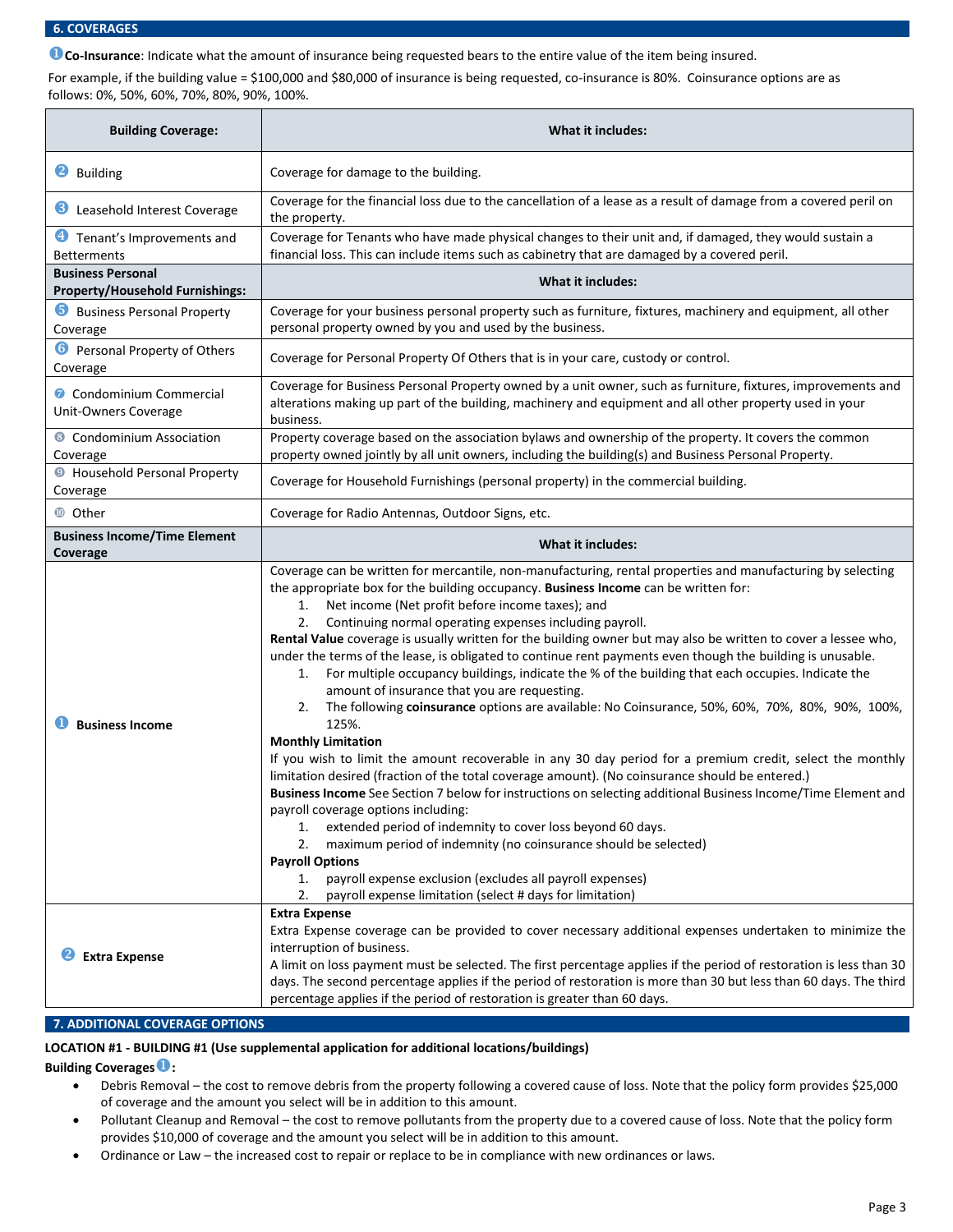## 6. COVERAGES

❶ **Co-Insurance**: Indicate what the amount of insurance being requested bears to the entire value of the item being insured.

For example, if the building value = $100,000 and $80,000 of insurance is being requested, co-insurance is 80%. Coinsurance options are as follows: 0%, 50%, 60%, 70%, 80%, 90%, 100%.

| Building Coverage: | What it includes: |
|---|---|
| ❷ Building | Coverage for damage to the building. |
| ❸ Leasehold Interest Coverage | Coverage for the financial loss due to the cancellation of a lease as a result of damage from a covered peril on the property. |
| ❹ Tenant's Improvements and Betterments | Coverage for Tenants who have made physical changes to their unit and, if damaged, they would sustain a financial loss. This can include items such as cabinetry that are damaged by a covered peril. |
| **Business Personal Property/Household Furnishings:** | **What it includes:** |
| ❺ Business Personal Property Coverage | Coverage for your business personal property such as furniture, fixtures, machinery and equipment, all other personal property owned by you and used by the business. |
| ❻ Personal Property of Others Coverage | Coverage for Personal Property Of Others that is in your care, custody or control. |
| ❼ Condominium Commercial Unit-Owners Coverage | Coverage for Business Personal Property owned by a unit owner, such as furniture, fixtures, improvements and alterations making up part of the building, machinery and equipment and all other property used in your business. |
| ❽ Condominium Association Coverage | Property coverage based on the association bylaws and ownership of the property. It covers the common property owned jointly by all unit owners, including the building(s) and Business Personal Property. |
| ❾ Household Personal Property Coverage | Coverage for Household Furnishings (personal property) in the commercial building. |
| ❿ Other | Coverage for Radio Antennas, Outdoor Signs, etc. |
| **Business Income/Time Element Coverage** | **What it includes:** |
| ❶ **Business Income** | Coverage can be written for mercantile, non-manufacturing, rental properties and manufacturing by selecting the appropriate box for the building occupancy. **Business Income** can be written for:<br>1. Net income (Net profit before income taxes); and<br>2. Continuing normal operating expenses including payroll.<br>**Rental Value** coverage is usually written for the building owner but may also be written to cover a lessee who, under the terms of the lease, is obligated to continue rent payments even though the building is unusable.<br>1. For multiple occupancy buildings, indicate the % of the building that each occupies. Indicate the amount of insurance that you are requesting.<br>2. The following **coinsurance** options are available: No Coinsurance, 50%, 60%, 70%, 80%, 90%, 100%, 125%.<br>**Monthly Limitation**<br>If you wish to limit the amount recoverable in any 30 day period for a premium credit, select the monthly limitation desired (fraction of the total coverage amount). (No coinsurance should be entered.)<br>**Business Income** See Section 7 below for instructions on selecting additional Business Income/Time Element and payroll coverage options including:<br>1. extended period of indemnity to cover loss beyond 60 days.<br>2. maximum period of indemnity (no coinsurance should be selected)<br>**Payroll Options**<br>1. payroll expense exclusion (excludes all payroll expenses)<br>2. payroll expense limitation (select # days for limitation) |
| ❷ **Extra Expense** | **Extra Expense**<br>Extra Expense coverage can be provided to cover necessary additional expenses undertaken to minimize the interruption of business.<br>A limit on loss payment must be selected. The first percentage applies if the period of restoration is less than 30 days. The second percentage applies if the period of restoration is more than 30 but less than 60 days. The third percentage applies if the period of restoration is greater than 60 days. |

## 7. ADDITIONAL COVERAGE OPTIONS

**LOCATION #1 - BUILDING #1 (Use supplemental application for additional locations/buildings)**

**Building Coverages ❶:**

- Debris Removal – the cost to remove debris from the property following a covered cause of loss. Note that the policy form provides $25,000 of coverage and the amount you select will be in addition to this amount.
- Pollutant Cleanup and Removal – the cost to remove pollutants from the property due to a covered cause of loss. Note that the policy form provides $10,000 of coverage and the amount you select will be in addition to this amount.
- Ordinance or Law – the increased cost to repair or replace to be in compliance with new ordinances or laws.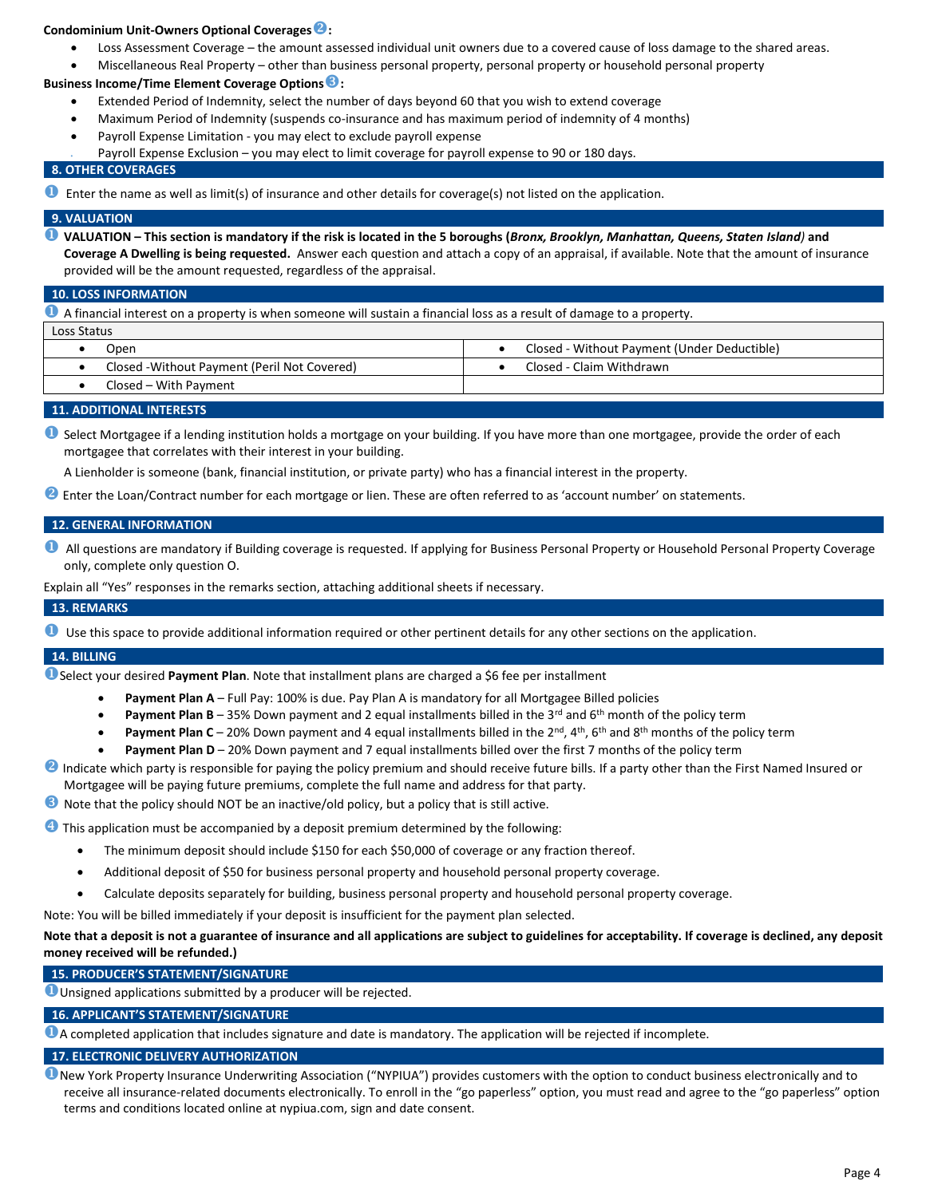**Condominium Unit-Owners Optional Coverages ❷:**

- Loss Assessment Coverage – the amount assessed individual unit owners due to a covered cause of loss damage to the shared areas.
- Miscellaneous Real Property – other than business personal property, personal property or household personal property

**Business Income/Time Element Coverage Options ❸:**

- Extended Period of Indemnity, select the number of days beyond 60 that you wish to extend coverage
- Maximum Period of Indemnity (suspends co-insurance and has maximum period of indemnity of 4 months)
- Payroll Expense Limitation - you may elect to exclude payroll expense
- Payroll Expense Exclusion – you may elect to limit coverage for payroll expense to 90 or 180 days.

## 8. OTHER COVERAGES

❶ Enter the name as well as limit(s) of insurance and other details for coverage(s) not listed on the application.

## 9. VALUATION

❶ **VALUATION – This section is mandatory if the risk is located in the 5 boroughs (*Bronx, Brooklyn, Manhattan, Queens, Staten Island*) and Coverage A Dwelling is being requested.** Answer each question and attach a copy of an appraisal, if available. Note that the amount of insurance provided will be the amount requested, regardless of the appraisal.

## 10. LOSS INFORMATION

❶ A financial interest on a property is when someone will sustain a financial loss as a result of damage to a property.

| Loss Status | |
|---|---|
| • Open | • Closed - Without Payment (Under Deductible) |
| • Closed -Without Payment (Peril Not Covered) | • Closed - Claim Withdrawn |
| • Closed – With Payment | |

## 11. ADDITIONAL INTERESTS

❶ Select Mortgagee if a lending institution holds a mortgage on your building. If you have more than one mortgagee, provide the order of each mortgagee that correlates with their interest in your building.

A Lienholder is someone (bank, financial institution, or private party) who has a financial interest in the property.

❷ Enter the Loan/Contract number for each mortgage or lien. These are often referred to as 'account number' on statements.

## 12. GENERAL INFORMATION

❶ All questions are mandatory if Building coverage is requested. If applying for Business Personal Property or Household Personal Property Coverage only, complete only question O.

Explain all "Yes" responses in the remarks section, attaching additional sheets if necessary.

## 13. REMARKS

❶ Use this space to provide additional information required or other pertinent details for any other sections on the application.

## 14. BILLING

❶ Select your desired **Payment Plan**. Note that installment plans are charged a $6 fee per installment

- **Payment Plan A** – Full Pay: 100% is due. Pay Plan A is mandatory for all Mortgagee Billed policies
- **Payment Plan B** – 35% Down payment and 2 equal installments billed in the 3rd and 6th month of the policy term
- **Payment Plan C** – 20% Down payment and 4 equal installments billed in the 2nd, 4th, 6th and 8th months of the policy term
- **Payment Plan D** – 20% Down payment and 7 equal installments billed over the first 7 months of the policy term

❷ Indicate which party is responsible for paying the policy premium and should receive future bills. If a party other than the First Named Insured or Mortgagee will be paying future premiums, complete the full name and address for that party.

❸ Note that the policy should NOT be an inactive/old policy, but a policy that is still active.

❹ This application must be accompanied by a deposit premium determined by the following:

- The minimum deposit should include $150 for each $50,000 of coverage or any fraction thereof.
- Additional deposit of $50 for business personal property and household personal property coverage.
- Calculate deposits separately for building, business personal property and household personal property coverage.

Note: You will be billed immediately if your deposit is insufficient for the payment plan selected.

**Note that a deposit is not a guarantee of insurance and all applications are subject to guidelines for acceptability. If coverage is declined, any deposit money received will be refunded.)**

## 15. PRODUCER'S STATEMENT/SIGNATURE

❶ Unsigned applications submitted by a producer will be rejected.

## 16. APPLICANT'S STATEMENT/SIGNATURE

❶ A completed application that includes signature and date is mandatory. The application will be rejected if incomplete.

## 17. ELECTRONIC DELIVERY AUTHORIZATION

❶ New York Property Insurance Underwriting Association ("NYPIUA") provides customers with the option to conduct business electronically and to receive all insurance-related documents electronically. To enroll in the "go paperless" option, you must read and agree to the "go paperless" option terms and conditions located online at nypiua.com, sign and date consent.